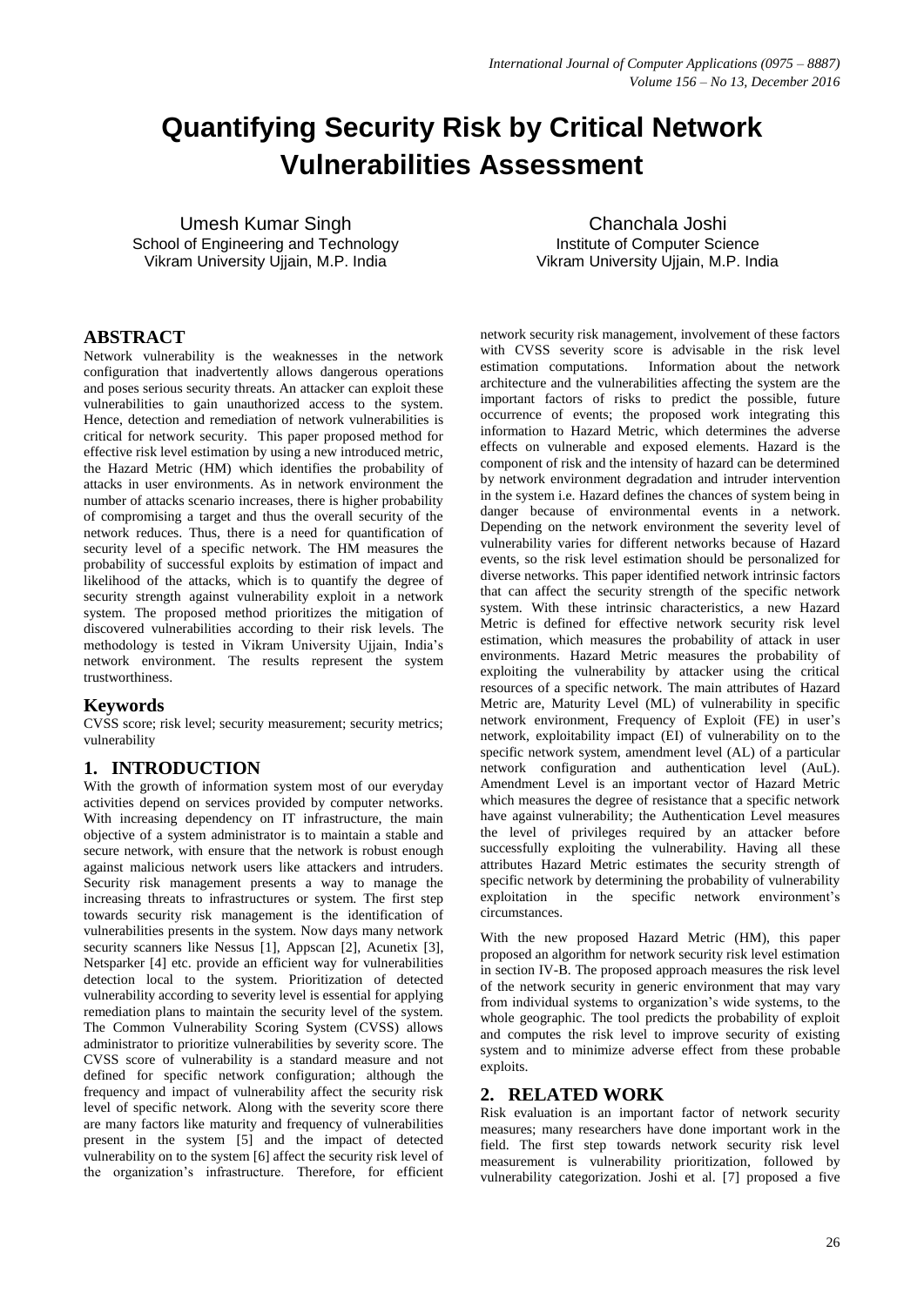# Quantifying Security Risk by Critical Network Vulnerabilities Assessment

Umesh Kumar Singh
School of Engineering and Technology
Vikram University Ujjain, M.P. India

Chanchala Joshi
Institute of Computer Science
Vikram University Ujjain, M.P. India

## ABSTRACT

Network vulnerability is the weaknesses in the network configuration that inadvertently allows dangerous operations and poses serious security threats. An attacker can exploit these vulnerabilities to gain unauthorized access to the system. Hence, detection and remediation of network vulnerabilities is critical for network security. This paper proposed method for effective risk level estimation by using a new introduced metric, the Hazard Metric (HM) which identifies the probability of attacks in user environments. As in network environment the number of attacks scenario increases, there is higher probability of compromising a target and thus the overall security of the network reduces. Thus, there is a need for quantification of security level of a specific network. The HM measures the probability of successful exploits by estimation of impact and likelihood of the attacks, which is to quantify the degree of security strength against vulnerability exploit in a network system. The proposed method prioritizes the mitigation of discovered vulnerabilities according to their risk levels. The methodology is tested in Vikram University Ujjain, India's network environment. The results represent the system trustworthiness.

## Keywords

CVSS score; risk level; security measurement; security metrics; vulnerability

## 1. INTRODUCTION

With the growth of information system most of our everyday activities depend on services provided by computer networks. With increasing dependency on IT infrastructure, the main objective of a system administrator is to maintain a stable and secure network, with ensure that the network is robust enough against malicious network users like attackers and intruders. Security risk management presents a way to manage the increasing threats to infrastructures or system. The first step towards security risk management is the identification of vulnerabilities presents in the system. Now days many network security scanners like Nessus [1], Appscan [2], Acunetix [3], Netsparker [4] etc. provide an efficient way for vulnerabilities detection local to the system. Prioritization of detected vulnerability according to severity level is essential for applying remediation plans to maintain the security level of the system. The Common Vulnerability Scoring System (CVSS) allows administrator to prioritize vulnerabilities by severity score. The CVSS score of vulnerability is a standard measure and not defined for specific network configuration; although the frequency and impact of vulnerability affect the security risk level of specific network. Along with the severity score there are many factors like maturity and frequency of vulnerabilities present in the system [5] and the impact of detected vulnerability on to the system [6] affect the security risk level of the organization's infrastructure. Therefore, for efficient network security risk management, involvement of these factors with CVSS severity score is advisable in the risk level estimation computations. Information about the network architecture and the vulnerabilities affecting the system are the important factors of risks to predict the possible, future occurrence of events; the proposed work integrating this information to Hazard Metric, which determines the adverse effects on vulnerable and exposed elements. Hazard is the component of risk and the intensity of hazard can be determined by network environment degradation and intruder intervention in the system i.e. Hazard defines the chances of system being in danger because of environmental events in a network. Depending on the network environment the severity level of vulnerability varies for different networks because of Hazard events, so the risk level estimation should be personalized for diverse networks. This paper identified network intrinsic factors that can affect the security strength of the specific network system. With these intrinsic characteristics, a new Hazard Metric is defined for effective network security risk level estimation, which measures the probability of attack in user environments. Hazard Metric measures the probability of exploiting the vulnerability by attacker using the critical resources of a specific network. The main attributes of Hazard Metric are, Maturity Level (ML) of vulnerability in specific network environment, Frequency of Exploit (FE) in user's network, exploitability impact (EI) of vulnerability on to the specific network system, amendment level (AL) of a particular network configuration and authentication level (AuL). Amendment Level is an important vector of Hazard Metric which measures the degree of resistance that a specific network have against vulnerability; the Authentication Level measures the level of privileges required by an attacker before successfully exploiting the vulnerability. Having all these attributes Hazard Metric estimates the security strength of specific network by determining the probability of vulnerability exploitation in the specific network environment's circumstances.

With the new proposed Hazard Metric (HM), this paper proposed an algorithm for network security risk level estimation in section IV-B. The proposed approach measures the risk level of the network security in generic environment that may vary from individual systems to organization's wide systems, to the whole geographic. The tool predicts the probability of exploit and computes the risk level to improve security of existing system and to minimize adverse effect from these probable exploits.

## 2. RELATED WORK

Risk evaluation is an important factor of network security measures; many researchers have done important work in the field. The first step towards network security risk level measurement is vulnerability prioritization, followed by vulnerability categorization. Joshi et al. [7] proposed a five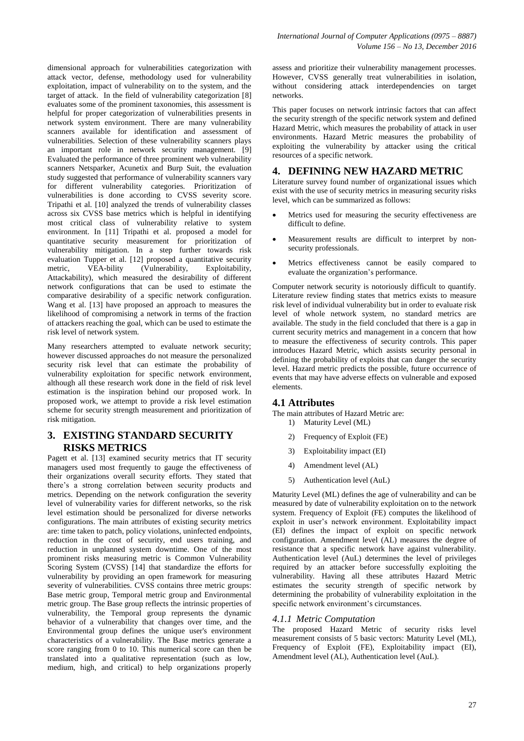dimensional approach for vulnerabilities categorization with attack vector, defense, methodology used for vulnerability exploitation, impact of vulnerability on to the system, and the target of attack. In the field of vulnerability categorization [8] evaluates some of the prominent taxonomies, this assessment is helpful for proper categorization of vulnerabilities presents in network system environment. There are many vulnerability scanners available for identification and assessment of vulnerabilities. Selection of these vulnerability scanners plays an important role in network security management. [9] Evaluated the performance of three prominent web vulnerability scanners Netsparker, Acunetix and Burp Suit, the evaluation study suggested that performance of vulnerability scanners vary for different vulnerability categories. Prioritization of vulnerabilities is done according to CVSS severity score. Tripathi et al. [10] analyzed the trends of vulnerability classes across six CVSS base metrics which is helpful in identifying most critical class of vulnerability relative to system environment. In [11] Tripathi et al. proposed a model for quantitative security measurement for prioritization of vulnerability mitigation. In a step further towards risk evaluation Tupper et al. [12] proposed a quantitative security metric, VEA-bility (Vulnerability, Exploitability, Attackability), which measured the desirability of different network configurations that can be used to estimate the comparative desirability of a specific network configuration. Wang et al. [13] have proposed an approach to measures the likelihood of compromising a network in terms of the fraction of attackers reaching the goal, which can be used to estimate the risk level of network system.

Many researchers attempted to evaluate network security; however discussed approaches do not measure the personalized security risk level that can estimate the probability of vulnerability exploitation for specific network environment, although all these research work done in the field of risk level estimation is the inspiration behind our proposed work. In proposed work, we attempt to provide a risk level estimation scheme for security strength measurement and prioritization of risk mitigation.

## 3. EXISTING STANDARD SECURITY RISKS METRICS

Pagett et al. [13] examined security metrics that IT security managers used most frequently to gauge the effectiveness of their organizations overall security efforts. They stated that there's a strong correlation between security products and metrics. Depending on the network configuration the severity level of vulnerability varies for different networks, so the risk level estimation should be personalized for diverse networks configurations. The main attributes of existing security metrics are: time taken to patch, policy violations, uninfected endpoints, reduction in the cost of security, end users training, and reduction in unplanned system downtime. One of the most prominent risks measuring metric is Common Vulnerability Scoring System (CVSS) [14] that standardize the efforts for vulnerability by providing an open framework for measuring severity of vulnerabilities. CVSS contains three metric groups: Base metric group, Temporal metric group and Environmental metric group. The Base group reflects the intrinsic properties of vulnerability, the Temporal group represents the dynamic behavior of a vulnerability that changes over time, and the Environmental group defines the unique user's environment characteristics of a vulnerability. The Base metrics generate a score ranging from 0 to 10. This numerical score can then be translated into a qualitative representation (such as low, medium, high, and critical) to help organizations properly assess and prioritize their vulnerability management processes. However, CVSS generally treat vulnerabilities in isolation, without considering attack interdependencies on target networks.

This paper focuses on network intrinsic factors that can affect the security strength of the specific network system and defined Hazard Metric, which measures the probability of attack in user environments. Hazard Metric measures the probability of exploiting the vulnerability by attacker using the critical resources of a specific network.

## 4. DEFINING NEW HAZARD METRIC

Literature survey found number of organizational issues which exist with the use of security metrics in measuring security risks level, which can be summarized as follows:

- Metrics used for measuring the security effectiveness are difficult to define.
- Measurement results are difficult to interpret by non-security professionals.
- Metrics effectiveness cannot be easily compared to evaluate the organization's performance.

Computer network security is notoriously difficult to quantify. Literature review finding states that metrics exists to measure risk level of individual vulnerability but in order to evaluate risk level of whole network system, no standard metrics are available. The study in the field concluded that there is a gap in current security metrics and management in a concern that how to measure the effectiveness of security controls. This paper introduces Hazard Metric, which assists security personal in defining the probability of exploits that can danger the security level. Hazard metric predicts the possible, future occurrence of events that may have adverse effects on vulnerable and exposed elements.

### 4.1 Attributes

The main attributes of Hazard Metric are:

1) Maturity Level (ML)
2) Frequency of Exploit (FE)
3) Exploitability impact (EI)
4) Amendment level (AL)
5) Authentication level (AuL)

Maturity Level (ML) defines the age of vulnerability and can be measured by date of vulnerability exploitation on to the network system. Frequency of Exploit (FE) computes the likelihood of exploit in user's network environment. Exploitability impact (EI) defines the impact of exploit on specific network configuration. Amendment level (AL) measures the degree of resistance that a specific network have against vulnerability. Authentication level (AuL) determines the level of privileges required by an attacker before successfully exploiting the vulnerability. Having all these attributes Hazard Metric estimates the security strength of specific network by determining the probability of vulnerability exploitation in the specific network environment's circumstances.

#### *4.1.1 Metric Computation*

The proposed Hazard Metric of security risks level measurement consists of 5 basic vectors: Maturity Level (ML), Frequency of Exploit (FE), Exploitability impact (EI), Amendment level (AL), Authentication level (AuL).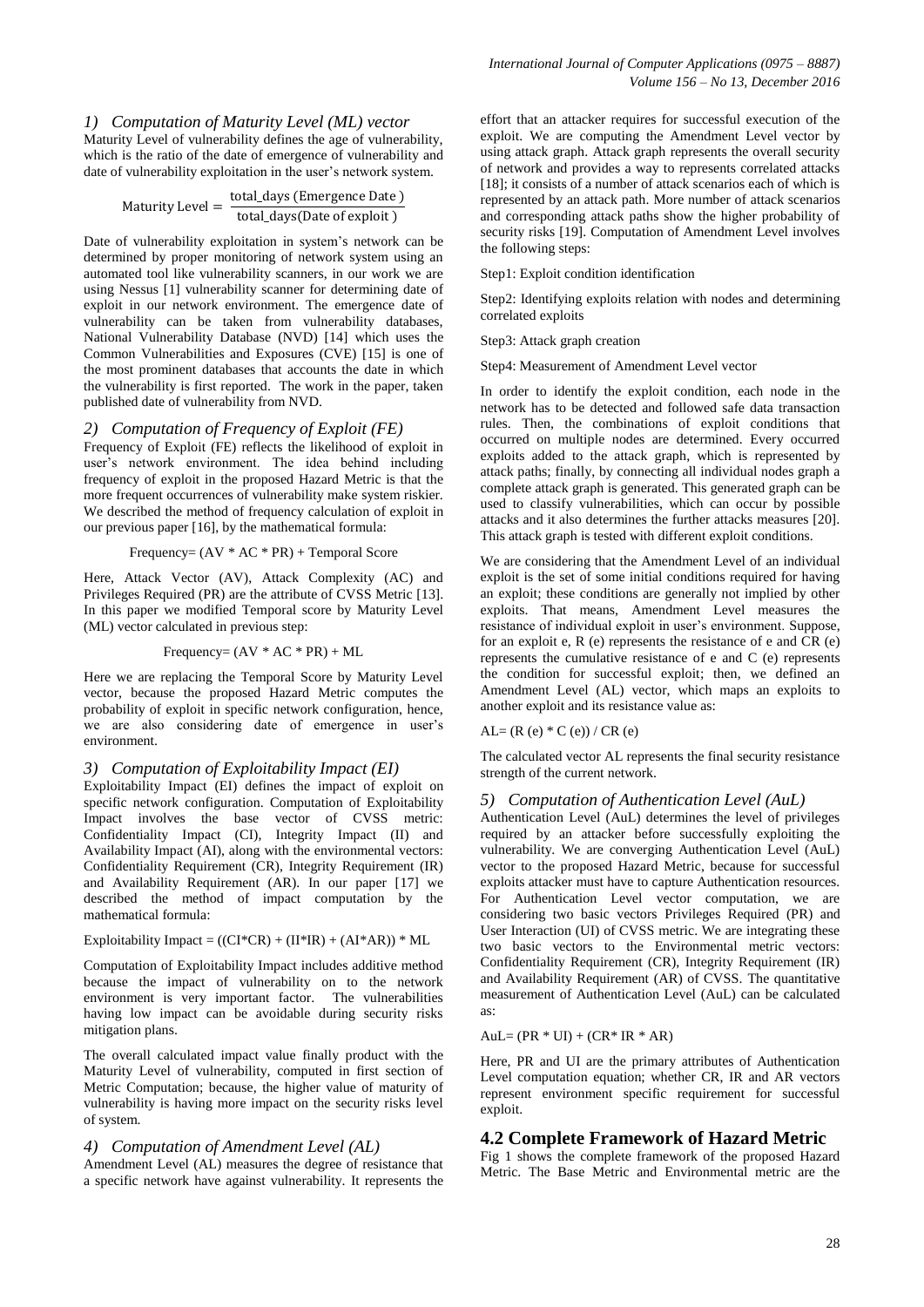### 1) Computation of Maturity Level (ML) vector

Maturity Level of vulnerability defines the age of vulnerability, which is the ratio of the date of emergence of vulnerability and date of vulnerability exploitation in the user's network system.

$$\text{Maturity Level} = \frac{\text{total\_days (Emergence Date)}}{\text{total\_days(Date of exploit)}}$$

Date of vulnerability exploitation in system's network can be determined by proper monitoring of network system using an automated tool like vulnerability scanners, in our work we are using Nessus [1] vulnerability scanner for determining date of exploit in our network environment. The emergence date of vulnerability can be taken from vulnerability databases, National Vulnerability Database (NVD) [14] which uses the Common Vulnerabilities and Exposures (CVE) [15] is one of the most prominent databases that accounts the date in which the vulnerability is first reported. The work in the paper, taken published date of vulnerability from NVD.

### 2) Computation of Frequency of Exploit (FE)

Frequency of Exploit (FE) reflects the likelihood of exploit in user's network environment. The idea behind including frequency of exploit in the proposed Hazard Metric is that the more frequent occurrences of vulnerability make system riskier. We described the method of frequency calculation of exploit in our previous paper [16], by the mathematical formula:

$$\text{Frequency} = (AV * AC * PR) + \text{Temporal Score}$$

Here, Attack Vector (AV), Attack Complexity (AC) and Privileges Required (PR) are the attribute of CVSS Metric [13]. In this paper we modified Temporal score by Maturity Level (ML) vector calculated in previous step:

$$\text{Frequency} = (AV * AC * PR) + ML$$

Here we are replacing the Temporal Score by Maturity Level vector, because the proposed Hazard Metric computes the probability of exploit in specific network configuration, hence, we are also considering date of emergence in user's environment.

### 3) Computation of Exploitability Impact (EI)

Exploitability Impact (EI) defines the impact of exploit on specific network configuration. Computation of Exploitability Impact involves the base vector of CVSS metric: Confidentiality Impact (CI), Integrity Impact (II) and Availability Impact (AI), along with the environmental vectors: Confidentiality Requirement (CR), Integrity Requirement (IR) and Availability Requirement (AR). In our paper [17] we described the method of impact computation by the mathematical formula:

$$\text{Exploitability Impact} = ((CI*CR) + (II*IR) + (AI*AR)) * ML$$

Computation of Exploitability Impact includes additive method because the impact of vulnerability on to the network environment is very important factor. The vulnerabilities having low impact can be avoidable during security risks mitigation plans.

The overall calculated impact value finally product with the Maturity Level of vulnerability, computed in first section of Metric Computation; because, the higher value of maturity of vulnerability is having more impact on the security risks level of system.

### 4) Computation of Amendment Level (AL)

Amendment Level (AL) measures the degree of resistance that a specific network have against vulnerability. It represents the effort that an attacker requires for successful execution of the exploit. We are computing the Amendment Level vector by using attack graph. Attack graph represents the overall security of network and provides a way to represents correlated attacks [18]; it consists of a number of attack scenarios each of which is represented by an attack path. More number of attack scenarios and corresponding attack paths show the higher probability of security risks [19]. Computation of Amendment Level involves the following steps:

Step1: Exploit condition identification

Step2: Identifying exploits relation with nodes and determining correlated exploits

Step3: Attack graph creation

Step4: Measurement of Amendment Level vector

In order to identify the exploit condition, each node in the network has to be detected and followed safe data transaction rules. Then, the combinations of exploit conditions that occurred on multiple nodes are determined. Every occurred exploits added to the attack graph, which is represented by attack paths; finally, by connecting all individual nodes graph a complete attack graph is generated. This generated graph can be used to classify vulnerabilities, which can occur by possible attacks and it also determines the further attacks measures [20]. This attack graph is tested with different exploit conditions.

We are considering that the Amendment Level of an individual exploit is the set of some initial conditions required for having an exploit; these conditions are generally not implied by other exploits. That means, Amendment Level measures the resistance of individual exploit in user's environment. Suppose, for an exploit e, R (e) represents the resistance of e and CR (e) represents the cumulative resistance of e and C (e) represents the condition for successful exploit; then, we defined an Amendment Level (AL) vector, which maps an exploits to another exploit and its resistance value as:

$$AL = (R(e) * C(e)) / CR(e)$$

The calculated vector AL represents the final security resistance strength of the current network.

### 5) Computation of Authentication Level (AuL)

Authentication Level (AuL) determines the level of privileges required by an attacker before successfully exploiting the vulnerability. We are converging Authentication Level (AuL) vector to the proposed Hazard Metric, because for successful exploits attacker must have to capture Authentication resources. For Authentication Level vector computation, we are considering two basic vectors Privileges Required (PR) and User Interaction (UI) of CVSS metric. We are integrating these two basic vectors to the Environmental metric vectors: Confidentiality Requirement (CR), Integrity Requirement (IR) and Availability Requirement (AR) of CVSS. The quantitative measurement of Authentication Level (AuL) can be calculated as:

$$AuL = (PR * UI) + (CR * IR * AR)$$

Here, PR and UI are the primary attributes of Authentication Level computation equation; whether CR, IR and AR vectors represent environment specific requirement for successful exploit.

## 4.2 Complete Framework of Hazard Metric

Fig 1 shows the complete framework of the proposed Hazard Metric. The Base Metric and Environmental metric are the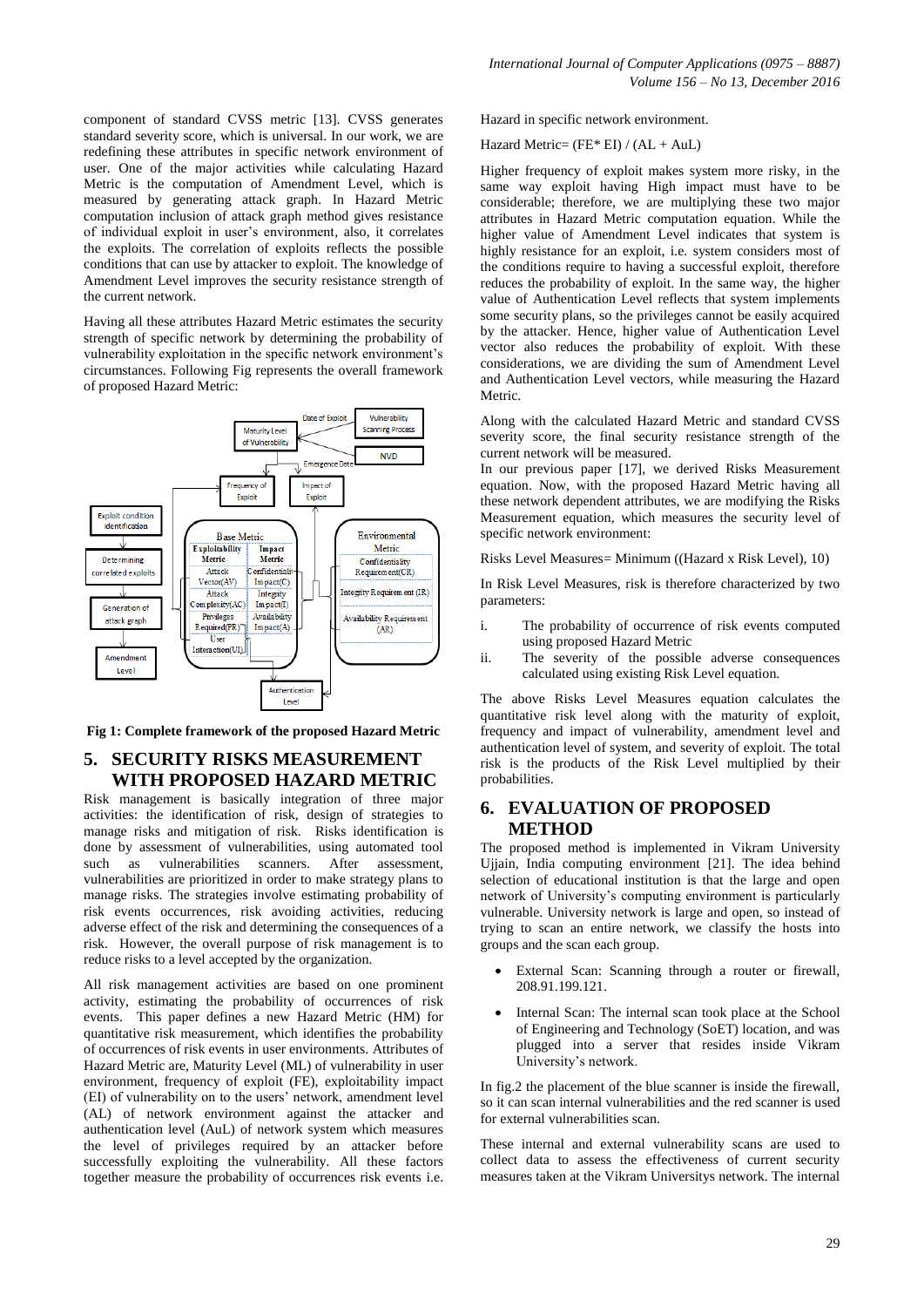component of standard CVSS metric [13]. CVSS generates standard severity score, which is universal. In our work, we are redefining these attributes in specific network environment of user. One of the major activities while calculating Hazard Metric is the computation of Amendment Level, which is measured by generating attack graph. In Hazard Metric computation inclusion of attack graph method gives resistance of individual exploit in user's environment, also, it correlates the exploits. The correlation of exploits reflects the possible conditions that can use by attacker to exploit. The knowledge of Amendment Level improves the security resistance strength of the current network.

Having all these attributes Hazard Metric estimates the security strength of specific network by determining the probability of vulnerability exploitation in the specific network environment's circumstances. Following Fig represents the overall framework of proposed Hazard Metric:

**Fig 1: Complete framework of the proposed Hazard Metric**

## 5. SECURITY RISKS MEASUREMENT WITH PROPOSED HAZARD METRIC

Risk management is basically integration of three major activities: the identification of risk, design of strategies to manage risks and mitigation of risk. Risks identification is done by assessment of vulnerabilities, using automated tool such as vulnerabilities scanners. After assessment, vulnerabilities are prioritized in order to make strategy plans to manage risks. The strategies involve estimating probability of risk events occurrences, risk avoiding activities, reducing adverse effect of the risk and determining the consequences of a risk. However, the overall purpose of risk management is to reduce risks to a level accepted by the organization.

All risk management activities are based on one prominent activity, estimating the probability of occurrences of risk events. This paper defines a new Hazard Metric (HM) for quantitative risk measurement, which identifies the probability of occurrences of risk events in user environments. Attributes of Hazard Metric are, Maturity Level (ML) of vulnerability in user environment, frequency of exploit (FE), exploitability impact (EI) of vulnerability on to the users' network, amendment level (AL) of network environment against the attacker and authentication level (AuL) of network system which measures the level of privileges required by an attacker before successfully exploiting the vulnerability. All these factors together measure the probability of occurrences risk events i.e. Hazard in specific network environment.

Hazard Metric= (FE* EI) / (AL + AuL)

Higher frequency of exploit makes system more risky, in the same way exploit having High impact must have to be considerable; therefore, we are multiplying these two major attributes in Hazard Metric computation equation. While the higher value of Amendment Level indicates that system is highly resistance for an exploit, i.e. system considers most of the conditions require to having a successful exploit, therefore reduces the probability of exploit. In the same way, the higher value of Authentication Level reflects that system implements some security plans, so the privileges cannot be easily acquired by the attacker. Hence, higher value of Authentication Level vector also reduces the probability of exploit. With these considerations, we are dividing the sum of Amendment Level and Authentication Level vectors, while measuring the Hazard Metric.

Along with the calculated Hazard Metric and standard CVSS severity score, the final security resistance strength of the current network will be measured.

In our previous paper [17], we derived Risks Measurement equation. Now, with the proposed Hazard Metric having all these network dependent attributes, we are modifying the Risks Measurement equation, which measures the security level of specific network environment:

Risks Level Measures= Minimum ((Hazard x Risk Level), 10)

In Risk Level Measures, risk is therefore characterized by two parameters:

i. The probability of occurrence of risk events computed using proposed Hazard Metric
ii. The severity of the possible adverse consequences calculated using existing Risk Level equation.

The above Risks Level Measures equation calculates the quantitative risk level along with the maturity of exploit, frequency and impact of vulnerability, amendment level and authentication level of system, and severity of exploit. The total risk is the products of the Risk Level multiplied by their probabilities.

## 6. EVALUATION OF PROPOSED METHOD

The proposed method is implemented in Vikram University Ujjain, India computing environment [21]. The idea behind selection of educational institution is that the large and open network of University's computing environment is particularly vulnerable. University network is large and open, so instead of trying to scan an entire network, we classify the hosts into groups and the scan each group.

- External Scan: Scanning through a router or firewall, 208.91.199.121.
- Internal Scan: The internal scan took place at the School of Engineering and Technology (SoET) location, and was plugged into a server that resides inside Vikram University's network.

In fig.2 the placement of the blue scanner is inside the firewall, so it can scan internal vulnerabilities and the red scanner is used for external vulnerabilities scan.

These internal and external vulnerability scans are used to collect data to assess the effectiveness of current security measures taken at the Vikram Universitys network. The internal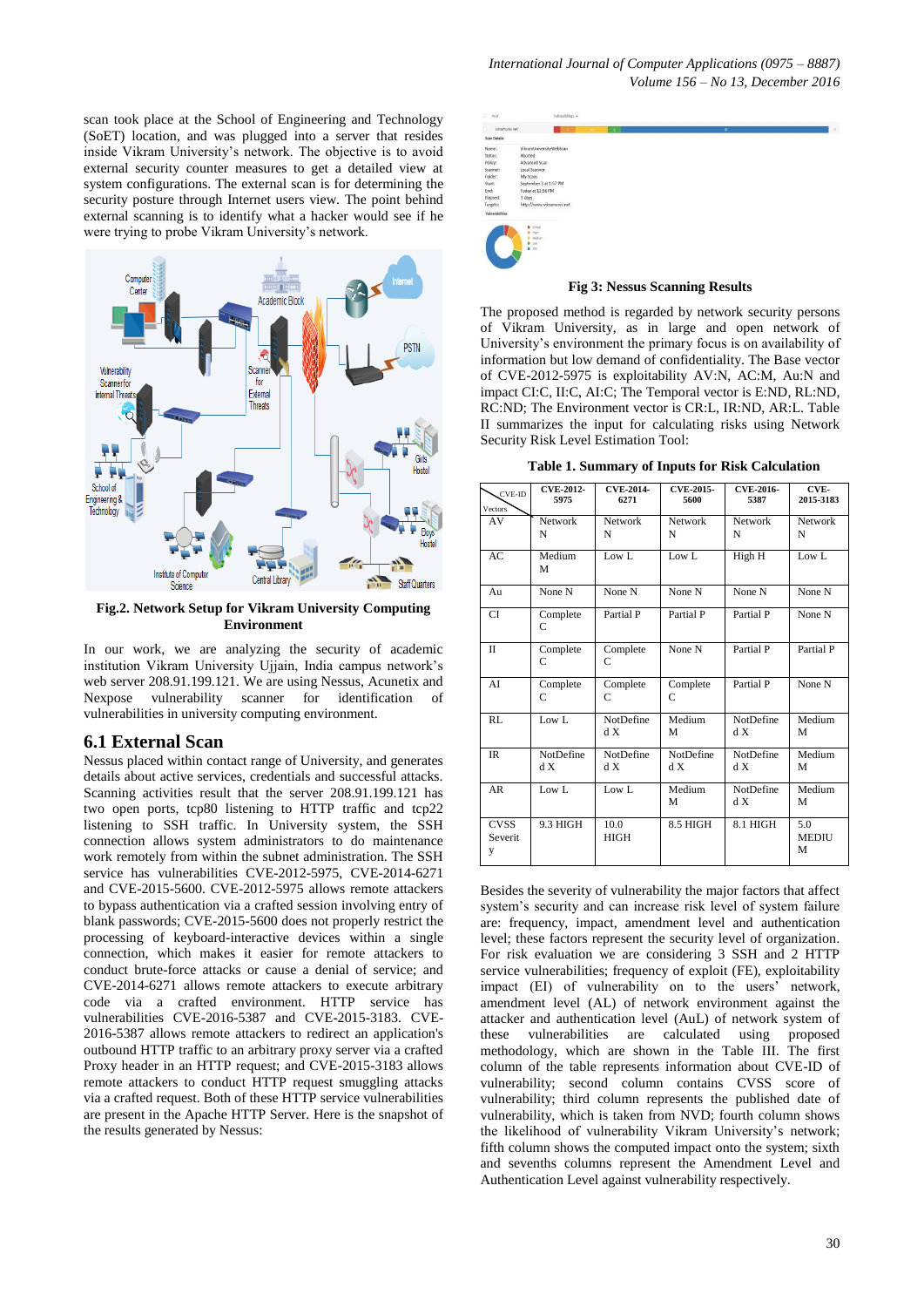scan took place at the School of Engineering and Technology (SoET) location, and was plugged into a server that resides inside Vikram University's network. The objective is to avoid external security counter measures to get a detailed view at system configurations. The external scan is for determining the security posture through Internet users view. The point behind external scanning is to identify what a hacker would see if he were trying to probe Vikram University's network.

**Fig.2. Network Setup for Vikram University Computing Environment**

In our work, we are analyzing the security of academic institution Vikram University Ujjain, India campus network's web server 208.91.199.121. We are using Nessus, Acunetix and Nexpose vulnerability scanner for identification of vulnerabilities in university computing environment.

## 6.1 External Scan

Nessus placed within contact range of University, and generates details about active services, credentials and successful attacks. Scanning activities result that the server 208.91.199.121 has two open ports, tcp80 listening to HTTP traffic and tcp22 listening to SSH traffic. In University system, the SSH connection allows system administrators to do maintenance work remotely from within the subnet administration. The SSH service has vulnerabilities CVE-2012-5975, CVE-2014-6271 and CVE-2015-5600. CVE-2012-5975 allows remote attackers to bypass authentication via a crafted session involving entry of blank passwords; CVE-2015-5600 does not properly restrict the processing of keyboard-interactive devices within a single connection, which makes it easier for remote attackers to conduct brute-force attacks or cause a denial of service; and CVE-2014-6271 allows remote attackers to execute arbitrary code via a crafted environment. HTTP service has vulnerabilities CVE-2016-5387 and CVE-2015-3183. CVE-2016-5387 allows remote attackers to redirect an application's outbound HTTP traffic to an arbitrary proxy server via a crafted Proxy header in an HTTP request; and CVE-2015-3183 allows remote attackers to conduct HTTP request smuggling attacks via a crafted request. Both of these HTTP service vulnerabilities are present in the Apache HTTP Server. Here is the snapshot of the results generated by Nessus:

**Fig 3: Nessus Scanning Results**

The proposed method is regarded by network security persons of Vikram University, as in large and open network of University's environment the primary focus is on availability of information but low demand of confidentiality. The Base vector of CVE-2012-5975 is exploitability AV:N, AC:M, Au:N and impact CI:C, II:C, AI:C; The Temporal vector is E:ND, RL:ND, RC:ND; The Environment vector is CR:L, IR:ND, AR:L. Table II summarizes the input for calculating risks using Network Security Risk Level Estimation Tool:

**Table 1. Summary of Inputs for Risk Calculation**

| Vectors \ CVE-ID | CVE-2012-5975 | CVE-2014-6271 | CVE-2015-5600 | CVE-2016-5387 | CVE-2015-3183 |
|---|---|---|---|---|---|
| AV | Network N | Network N | Network N | Network N | Network N |
| AC | Medium M | Low L | Low L | High H | Low L |
| Au | None N | None N | None N | None N | None N |
| CI | Complete C | Partial P | Partial P | Partial P | None N |
| II | Complete C | Complete C | None N | Partial P | Partial P |
| AI | Complete C | Complete C | Complete C | Partial P | None N |
| RL | Low L | NotDefine d X | Medium M | NotDefine d X | Medium M |
| IR | NotDefine d X | NotDefine d X | NotDefine d X | NotDefine d X | Medium M |
| AR | Low L | Low L | Medium M | NotDefine d X | Medium M |
| CVSS Severity | 9.3 HIGH | 10.0 HIGH | 8.5 HIGH | 8.1 HIGH | 5.0 MEDIUM |

Besides the severity of vulnerability the major factors that affect system's security and can increase risk level of system failure are: frequency, impact, amendment level and authentication level; these factors represent the security level of organization. For risk evaluation we are considering 3 SSH and 2 HTTP service vulnerabilities; frequency of exploit (FE), exploitability impact (EI) of vulnerability on to the users' network, amendment level (AL) of network environment against the attacker and authentication level (AuL) of network system of these vulnerabilities are calculated using proposed methodology, which are shown in the Table III. The first column of the table represents information about CVE-ID of vulnerability; second column contains CVSS score of vulnerability; third column represents the published date of vulnerability, which is taken from NVD; fourth column shows the likelihood of vulnerability Vikram University's network; fifth column shows the computed impact onto the system; sixth and sevenths columns represent the Amendment Level and Authentication Level against vulnerability respectively.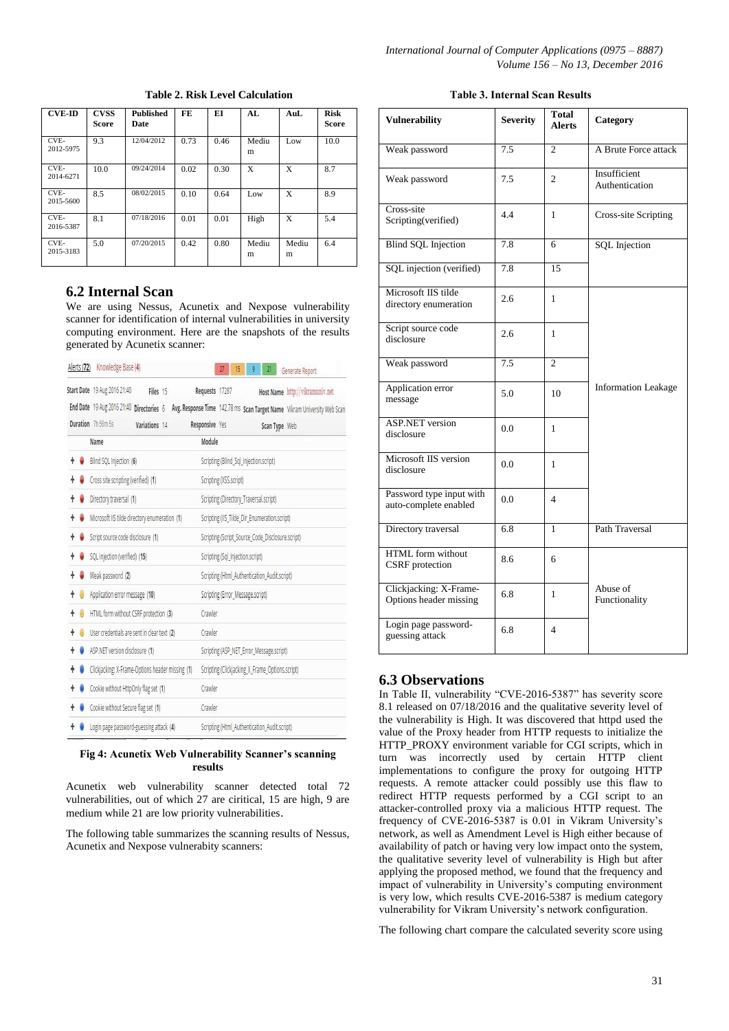**Table 2. Risk Level Calculation**

| CVE-ID | CVSS Score | Published Date | FE | EI | AL | AuL | Risk Score |
|---|---|---|---|---|---|---|---|
| CVE-2012-5975 | 9.3 | 12/04/2012 | 0.73 | 0.46 | Medium | Low | 10.0 |
| CVE-2014-6271 | 10.0 | 09/24/2014 | 0.02 | 0.30 | X | X | 8.7 |
| CVE-2015-5600 | 8.5 | 08/02/2015 | 0.10 | 0.64 | Low | X | 8.9 |
| CVE-2016-5387 | 8.1 | 07/18/2016 | 0.01 | 0.01 | High | X | 5.4 |
| CVE-2015-3183 | 5.0 | 07/20/2015 | 0.42 | 0.80 | Medium | Medium | 6.4 |

## 6.2 Internal Scan

We are using Nessus, Acunetix and Nexpose vulnerability scanner for identification of internal vulnerabilities in university computing environment. Here are the snapshots of the results generated by Acunetix scanner:

**Fig 4: Acunetix Web Vulnerability Scanner's scanning results**

Acunetix web vulnerability scanner detected total 72 vulnerabilities, out of which 27 are ciritical, 15 are high, 9 are medium while 21 are low priority vulnerabilities.

The following table summarizes the scanning results of Nessus, Acunetix and Nexpose vulnerabity scanners:

**Table 3. Internal Scan Results**

| Vulnerability | Severity | Total Alerts | Category |
|---|---|---|---|
| Weak password | 7.5 | 2 | A Brute Force attack |
| Weak password | 7.5 | 2 | Insufficient Authentication |
| Cross-site Scripting(verified) | 4.4 | 1 | Cross-site Scripting |
| Blind SQL Injection | 7.8 | 6 | SQL Injection |
| SQL injection (verified) | 7.8 | 15 | |
| Microsoft IIS tilde directory enumeration | 2.6 | 1 | Information Leakage |
| Script source code disclosure | 2.6 | 1 | |
| Weak password | 7.5 | 2 | |
| Application error message | 5.0 | 10 | |
| ASP.NET version disclosure | 0.0 | 1 | |
| Microsoft IIS version disclosure | 0.0 | 1 | |
| Password type input with auto-complete enabled | 0.0 | 4 | |
| Directory traversal | 6.8 | 1 | Path Traversal |
| HTML form without CSRF protection | 8.6 | 6 | Abuse of Functionality |
| Clickjacking: X-Frame-Options header missing | 6.8 | 1 | |
| Login page password-guessing attack | 6.8 | 4 | |

## 6.3 Observations

In Table II, vulnerability "CVE-2016-5387" has severity score 8.1 released on 07/18/2016 and the qualitative severity level of the vulnerability is High. It was discovered that httpd used the value of the Proxy header from HTTP requests to initialize the HTTP_PROXY environment variable for CGI scripts, which in turn was incorrectly used by certain HTTP client implementations to configure the proxy for outgoing HTTP requests. A remote attacker could possibly use this flaw to redirect HTTP requests performed by a CGI script to an attacker-controlled proxy via a malicious HTTP request. The frequency of CVE-2016-5387 is 0.01 in Vikram University's network, as well as Amendment Level is High either because of availability of patch or having very low impact onto the system, the qualitative severity level of vulnerability is High but after applying the proposed method, we found that the frequency and impact of vulnerability in University's computing environment is very low, which results CVE-2016-5387 is medium category vulnerability for Vikram University's network configuration.

The following chart compare the calculated severity score using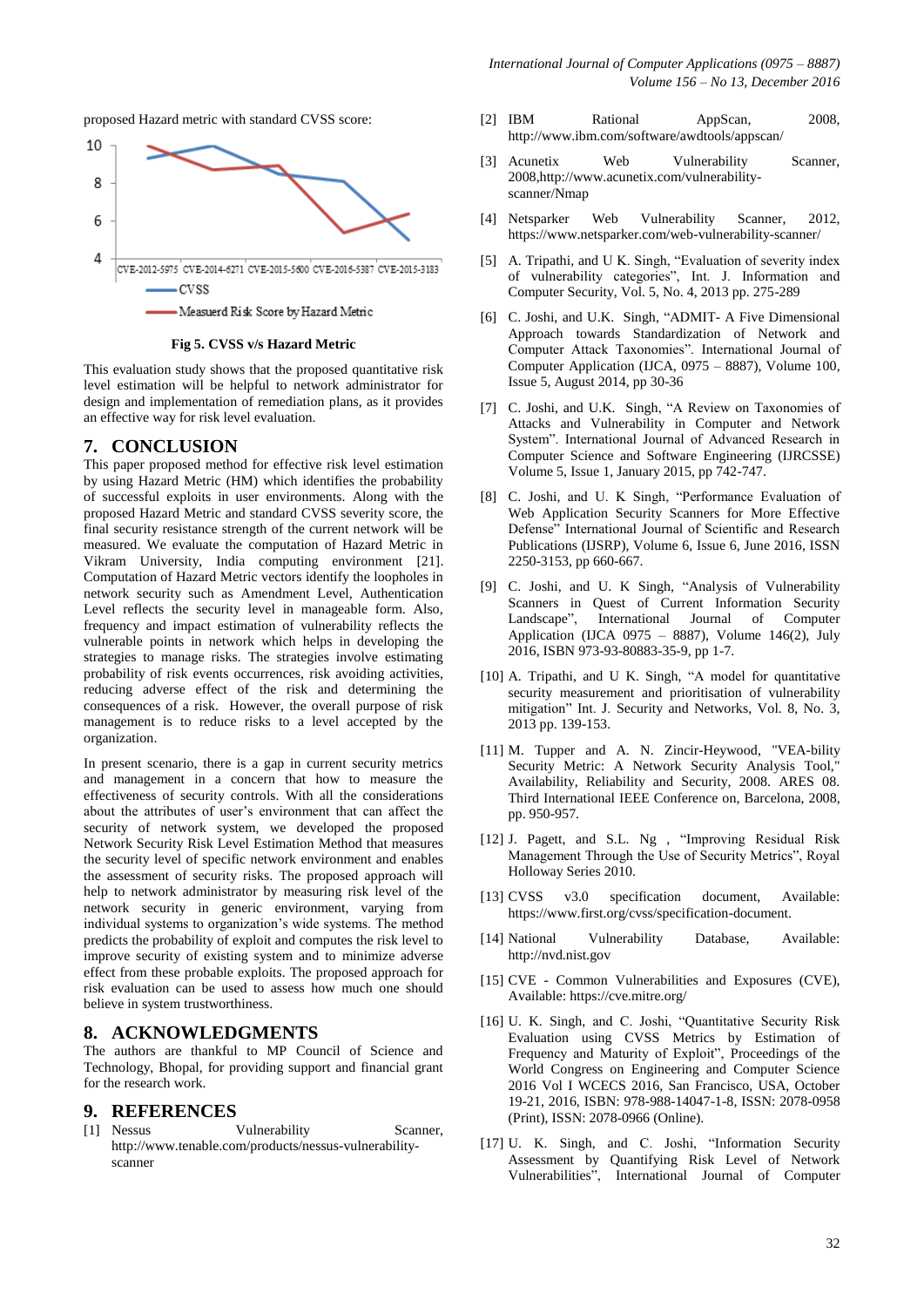proposed Hazard metric with standard CVSS score:

Fig 5. CVSS v/s Hazard Metric

This evaluation study shows that the proposed quantitative risk level estimation will be helpful to network administrator for design and implementation of remediation plans, as it provides an effective way for risk level evaluation.

## 7. CONCLUSION

This paper proposed method for effective risk level estimation by using Hazard Metric (HM) which identifies the probability of successful exploits in user environments. Along with the proposed Hazard Metric and standard CVSS severity score, the final security resistance strength of the current network will be measured. We evaluate the computation of Hazard Metric in Vikram University, India computing environment [21]. Computation of Hazard Metric vectors identify the loopholes in network security such as Amendment Level, Authentication Level reflects the security level in manageable form. Also, frequency and impact estimation of vulnerability reflects the vulnerable points in network which helps in developing the strategies to manage risks. The strategies involve estimating probability of risk events occurrences, risk avoiding activities, reducing adverse effect of the risk and determining the consequences of a risk. However, the overall purpose of risk management is to reduce risks to a level accepted by the organization.

In present scenario, there is a gap in current security metrics and management in a concern that how to measure the effectiveness of security controls. With all the considerations about the attributes of user's environment that can affect the security of network system, we developed the proposed Network Security Risk Level Estimation Method that measures the security level of specific network environment and enables the assessment of security risks. The proposed approach will help to network administrator by measuring risk level of the network security in generic environment, varying from individual systems to organization's wide systems. The method predicts the probability of exploit and computes the risk level to improve security of existing system and to minimize adverse effect from these probable exploits. The proposed approach for risk evaluation can be used to assess how much one should believe in system trustworthiness.

## 8. ACKNOWLEDGMENTS

The authors are thankful to MP Council of Science and Technology, Bhopal, for providing support and financial grant for the research work.

## 9. REFERENCES

[1] Nessus Vulnerability Scanner, http://www.tenable.com/products/nessus-vulnerability-scanner

[2] IBM Rational AppScan, 2008, http://www.ibm.com/software/awdtools/appscan/

[3] Acunetix Web Vulnerability Scanner, 2008,http://www.acunetix.com/vulnerability-scanner/Nmap

[4] Netsparker Web Vulnerability Scanner, 2012, https://www.netsparker.com/web-vulnerability-scanner/

[5] A. Tripathi, and U K. Singh, "Evaluation of severity index of vulnerability categories", Int. J. Information and Computer Security, Vol. 5, No. 4, 2013 pp. 275-289

[6] C. Joshi, and U.K. Singh, "ADMIT- A Five Dimensional Approach towards Standardization of Network and Computer Attack Taxonomies". International Journal of Computer Application (IJCA, 0975 – 8887), Volume 100, Issue 5, August 2014, pp 30-36

[7] C. Joshi, and U.K. Singh, "A Review on Taxonomies of Attacks and Vulnerability in Computer and Network System". International Journal of Advanced Research in Computer Science and Software Engineering (IJRCSSE) Volume 5, Issue 1, January 2015, pp 742-747.

[8] C. Joshi, and U. K Singh, "Performance Evaluation of Web Application Security Scanners for More Effective Defense" International Journal of Scientific and Research Publications (IJSRP), Volume 6, Issue 6, June 2016, ISSN 2250-3153, pp 660-667.

[9] C. Joshi, and U. K Singh, "Analysis of Vulnerability Scanners in Quest of Current Information Security Landscape", International Journal of Computer Application (IJCA 0975 – 8887), Volume 146(2), July 2016, ISBN 973-93-80883-35-9, pp 1-7.

[10] A. Tripathi, and U K. Singh, "A model for quantitative security measurement and prioritisation of vulnerability mitigation" Int. J. Security and Networks, Vol. 8, No. 3, 2013 pp. 139-153.

[11] M. Tupper and A. N. Zincir-Heywood, "VEA-bility Security Metric: A Network Security Analysis Tool," Availability, Reliability and Security, 2008. ARES 08. Third International IEEE Conference on, Barcelona, 2008, pp. 950-957.

[12] J. Pagett, and S.L. Ng , "Improving Residual Risk Management Through the Use of Security Metrics", Royal Holloway Series 2010.

[13] CVSS v3.0 specification document, Available: https://www.first.org/cvss/specification-document.

[14] National Vulnerability Database, Available: http://nvd.nist.gov

[15] CVE - Common Vulnerabilities and Exposures (CVE), Available: https://cve.mitre.org/

[16] U. K. Singh, and C. Joshi, "Quantitative Security Risk Evaluation using CVSS Metrics by Estimation of Frequency and Maturity of Exploit", Proceedings of the World Congress on Engineering and Computer Science 2016 Vol I WCECS 2016, San Francisco, USA, October 19-21, 2016, ISBN: 978-988-14047-1-8, ISSN: 2078-0958 (Print), ISSN: 2078-0966 (Online).

[17] U. K. Singh, and C. Joshi, "Information Security Assessment by Quantifying Risk Level of Network Vulnerabilities", International Journal of Computer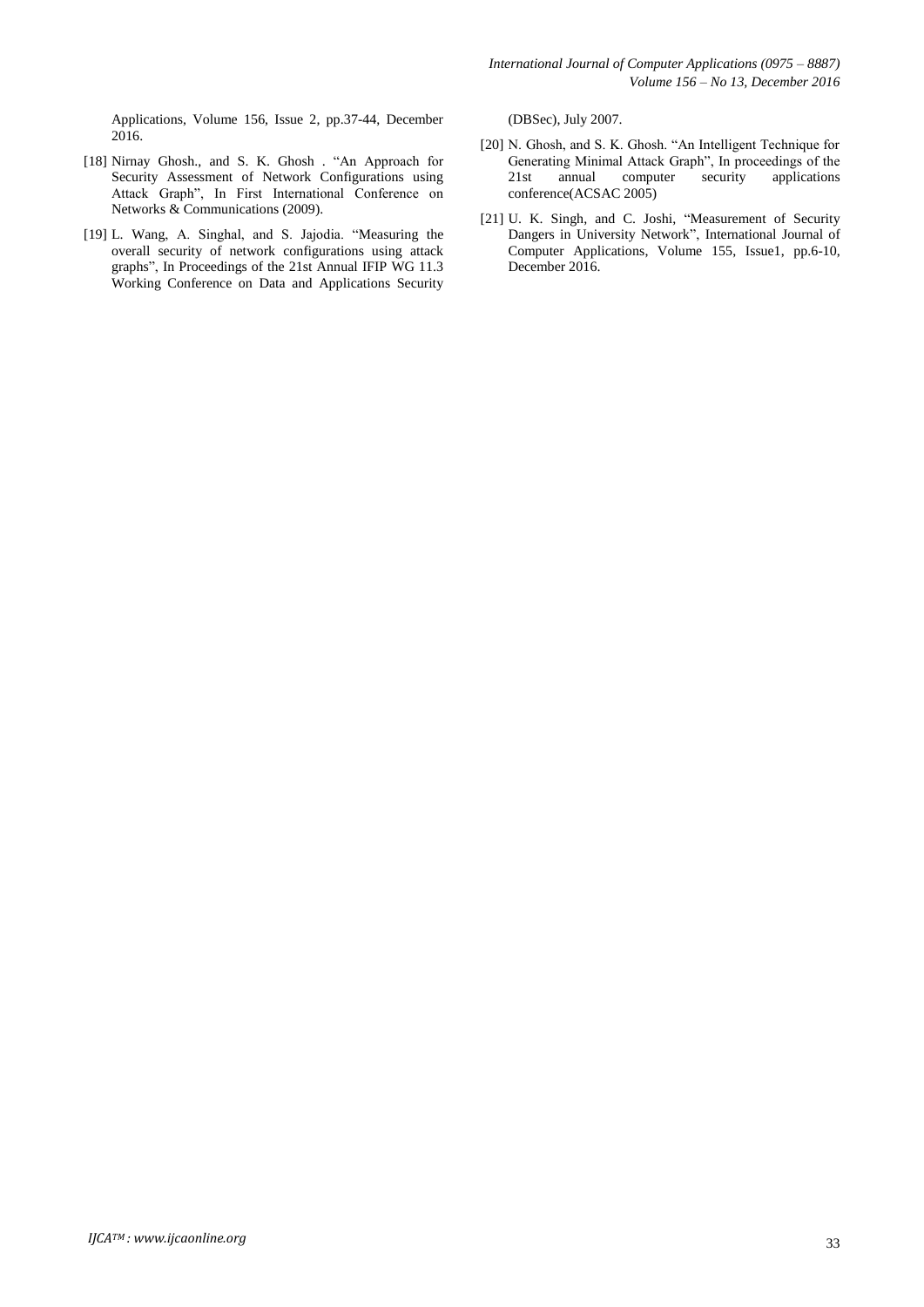Applications, Volume 156, Issue 2, pp.37-44, December 2016.

[18] Nirnay Ghosh., and S. K. Ghosh . "An Approach for Security Assessment of Network Configurations using Attack Graph", In First International Conference on Networks & Communications (2009).

[19] L. Wang, A. Singhal, and S. Jajodia. "Measuring the overall security of network configurations using attack graphs", In Proceedings of the 21st Annual IFIP WG 11.3 Working Conference on Data and Applications Security (DBSec), July 2007.

[20] N. Ghosh, and S. K. Ghosh. "An Intelligent Technique for Generating Minimal Attack Graph", In proceedings of the 21st annual computer security applications conference(ACSAC 2005)

[21] U. K. Singh, and C. Joshi, "Measurement of Security Dangers in University Network", International Journal of Computer Applications, Volume 155, Issue1, pp.6-10, December 2016.